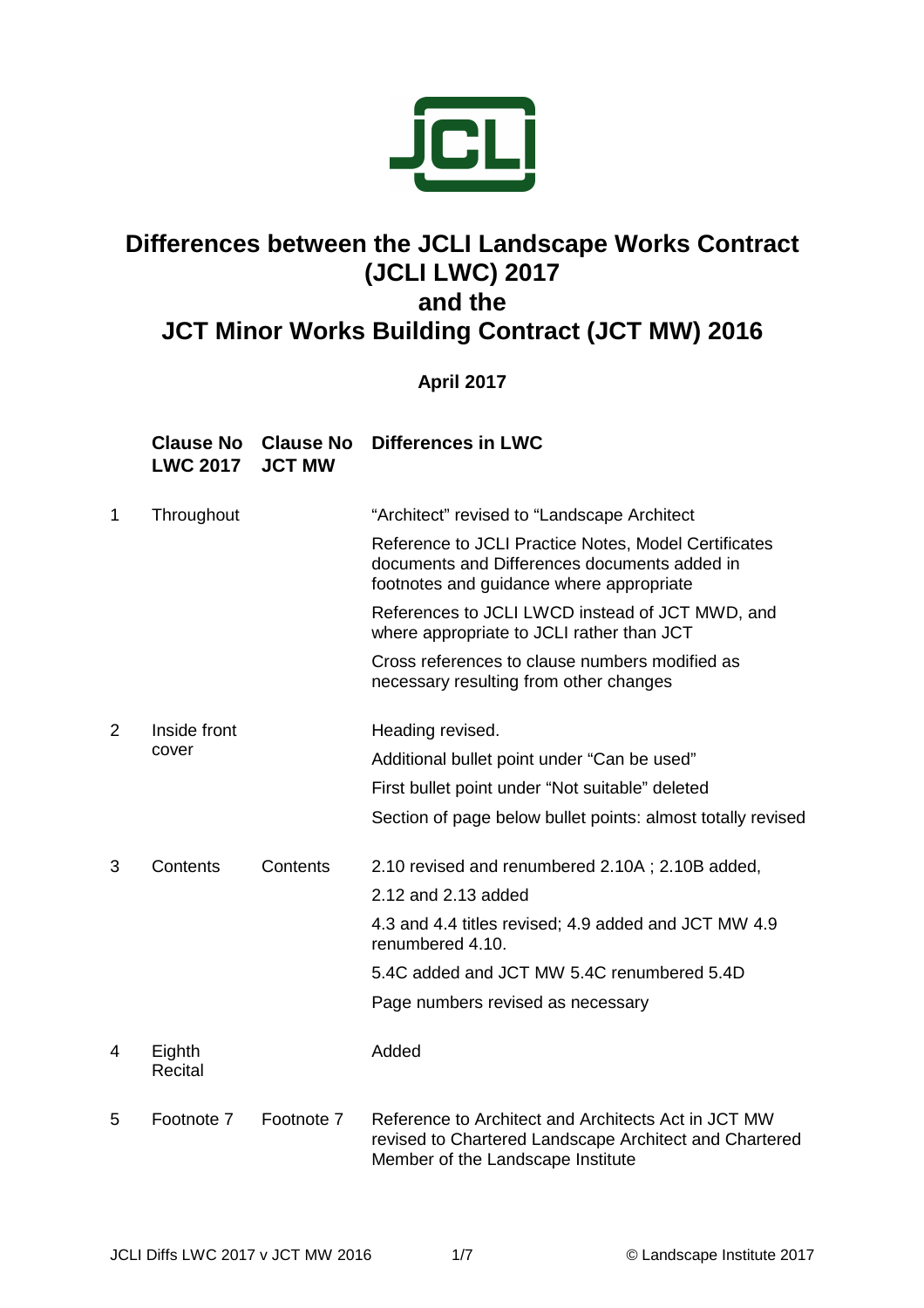# Differences between the JCLI Landscape Works Contract (JCLI LWC) 2017 and the JCT Minor Works Building Contract (JCT MW) 2016

**April 2017**

| | Clause No LWC 2017 | Clause No JCT MW | Differences in LWC |
|---|---|---|---|
| 1 | Throughout | | "Architect" revised to "Landscape Architect<br><br>Reference to JCLI Practice Notes, Model Certificates documents and Differences documents added in footnotes and guidance where appropriate<br><br>References to JCLI LWCD instead of JCT MWD, and where appropriate to JCLI rather than JCT<br><br>Cross references to clause numbers modified as necessary resulting from other changes |
| 2 | Inside front cover | | Heading revised.<br><br>Additional bullet point under "Can be used"<br><br>First bullet point under "Not suitable" deleted<br><br>Section of page below bullet points: almost totally revised |
| 3 | Contents | Contents | 2.10 revised and renumbered 2.10A ; 2.10B added,<br><br>2.12 and 2.13 added<br><br>4.3 and 4.4 titles revised; 4.9 added and JCT MW 4.9 renumbered 4.10.<br><br>5.4C added and JCT MW 5.4C renumbered 5.4D<br><br>Page numbers revised as necessary |
| 4 | Eighth Recital | | Added |
| 5 | Footnote 7 | Footnote 7 | Reference to Architect and Architects Act in JCT MW revised to Chartered Landscape Architect and Chartered Member of the Landscape Institute |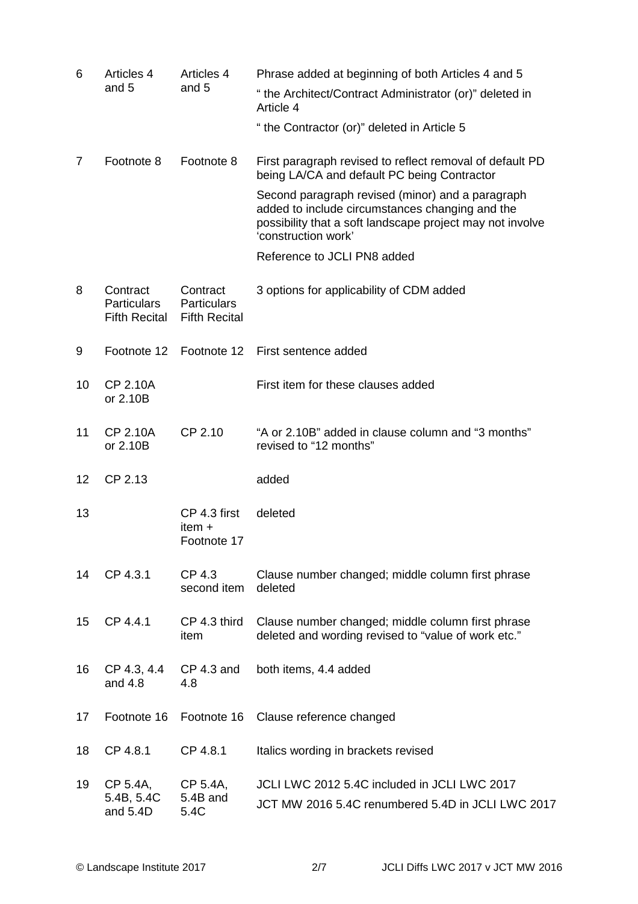| | | | |
|---|---|---|---|
| 6 | Articles 4 and 5 | Articles 4 and 5 | Phrase added at beginning of both Articles 4 and 5<br>" the Architect/Contract Administrator (or)" deleted in Article 4<br>" the Contractor (or)" deleted in Article 5 |
| 7 | Footnote 8 | Footnote 8 | First paragraph revised to reflect removal of default PD being LA/CA and default PC being Contractor<br>Second paragraph revised (minor) and a paragraph added to include circumstances changing and the possibility that a soft landscape project may not involve 'construction work'<br>Reference to JCLI PN8 added |
| 8 | Contract Particulars Fifth Recital | Contract Particulars Fifth Recital | 3 options for applicability of CDM added |
| 9 | Footnote 12 | Footnote 12 | First sentence added |
| 10 | CP 2.10A or 2.10B | | First item for these clauses added |
| 11 | CP 2.10A or 2.10B | CP 2.10 | "A or 2.10B" added in clause column and "3 months" revised to "12 months" |
| 12 | CP 2.13 | | added |
| 13 | | CP 4.3 first item + Footnote 17 | deleted |
| 14 | CP 4.3.1 | CP 4.3 second item | Clause number changed; middle column first phrase deleted |
| 15 | CP 4.4.1 | CP 4.3 third item | Clause number changed; middle column first phrase deleted and wording revised to "value of work etc." |
| 16 | CP 4.3, 4.4 and 4.8 | CP 4.3 and 4.8 | both items, 4.4 added |
| 17 | Footnote 16 | Footnote 16 | Clause reference changed |
| 18 | CP 4.8.1 | CP 4.8.1 | Italics wording in brackets revised |
| 19 | CP 5.4A, 5.4B, 5.4C and 5.4D | CP 5.4A, 5.4B and 5.4C | JCLI LWC 2012 5.4C included in JCLI LWC 2017<br>JCT MW 2016 5.4C renumbered 5.4D in JCLI LWC 2017 |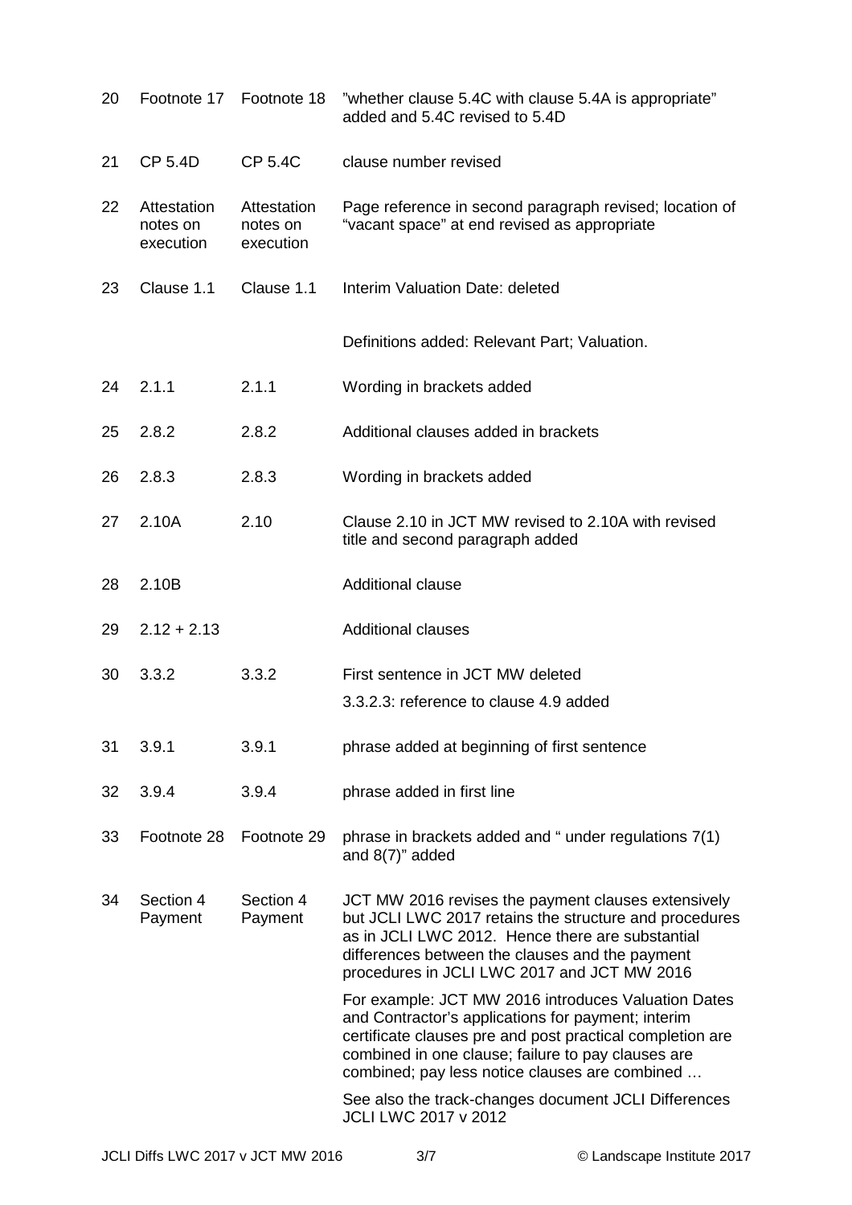| | | | |
|---|---|---|---|
| 20 | Footnote 17 | Footnote 18 | "whether clause 5.4C with clause 5.4A is appropriate" added and 5.4C revised to 5.4D |
| 21 | CP 5.4D | CP 5.4C | clause number revised |
| 22 | Attestation notes on execution | Attestation notes on execution | Page reference in second paragraph revised; location of "vacant space" at end revised as appropriate |
| 23 | Clause 1.1 | Clause 1.1 | Interim Valuation Date: deleted<br><br>Definitions added: Relevant Part; Valuation. |
| 24 | 2.1.1 | 2.1.1 | Wording in brackets added |
| 25 | 2.8.2 | 2.8.2 | Additional clauses added in brackets |
| 26 | 2.8.3 | 2.8.3 | Wording in brackets added |
| 27 | 2.10A | 2.10 | Clause 2.10 in JCT MW revised to 2.10A with revised title and second paragraph added |
| 28 | 2.10B | | Additional clause |
| 29 | 2.12 + 2.13 | | Additional clauses |
| 30 | 3.3.2 | 3.3.2 | First sentence in JCT MW deleted<br>3.3.2.3: reference to clause 4.9 added |
| 31 | 3.9.1 | 3.9.1 | phrase added at beginning of first sentence |
| 32 | 3.9.4 | 3.9.4 | phrase added in first line |
| 33 | Footnote 28 | Footnote 29 | phrase in brackets added and " under regulations 7(1) and 8(7)" added |
| 34 | Section 4 Payment | Section 4 Payment | JCT MW 2016 revises the payment clauses extensively but JCLI LWC 2017 retains the structure and procedures as in JCLI LWC 2012. Hence there are substantial differences between the clauses and the payment procedures in JCLI LWC 2017 and JCT MW 2016<br><br>For example: JCT MW 2016 introduces Valuation Dates and Contractor's applications for payment; interim certificate clauses pre and post practical completion are combined in one clause; failure to pay clauses are combined; pay less notice clauses are combined …<br><br>See also the track-changes document JCLI Differences JCLI LWC 2017 v 2012 |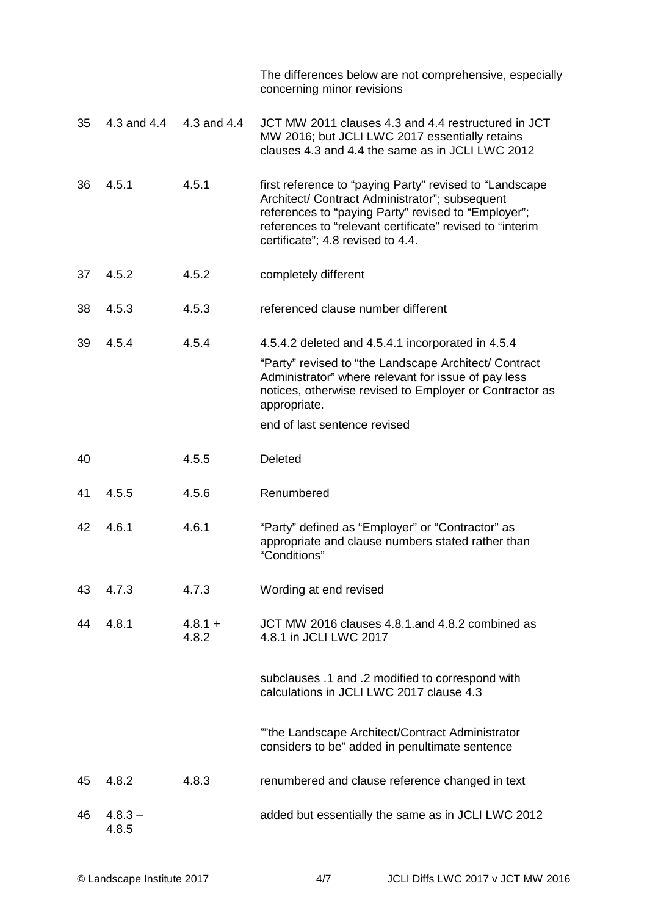The differences below are not comprehensive, especially concerning minor revisions

| | | | |
|---|---|---|---|
| 35 | 4.3 and 4.4 | 4.3 and 4.4 | JCT MW 2011 clauses 4.3 and 4.4 restructured in JCT MW 2016; but JCLI LWC 2017 essentially retains clauses 4.3 and 4.4 the same as in JCLI LWC 2012 |
| 36 | 4.5.1 | 4.5.1 | first reference to "paying Party" revised to "Landscape Architect/ Contract Administrator"; subsequent references to "paying Party" revised to "Employer"; references to "relevant certificate" revised to "interim certificate"; 4.8 revised to 4.4. |
| 37 | 4.5.2 | 4.5.2 | completely different |
| 38 | 4.5.3 | 4.5.3 | referenced clause number different |
| 39 | 4.5.4 | 4.5.4 | 4.5.4.2 deleted and 4.5.4.1 incorporated in 4.5.4<br><br>"Party" revised to "the Landscape Architect/ Contract Administrator" where relevant for issue of pay less notices, otherwise revised to Employer or Contractor as appropriate.<br><br>end of last sentence revised |
| 40 | | 4.5.5 | Deleted |
| 41 | 4.5.5 | 4.5.6 | Renumbered |
| 42 | 4.6.1 | 4.6.1 | "Party" defined as "Employer" or "Contractor" as appropriate and clause numbers stated rather than "Conditions" |
| 43 | 4.7.3 | 4.7.3 | Wording at end revised |
| 44 | 4.8.1 | 4.8.1 + 4.8.2 | JCT MW 2016 clauses 4.8.1.and 4.8.2 combined as 4.8.1 in JCLI LWC 2017<br><br>subclauses .1 and .2 modified to correspond with calculations in JCLI LWC 2017 clause 4.3<br><br>""the Landscape Architect/Contract Administrator considers to be" added in penultimate sentence |
| 45 | 4.8.2 | 4.8.3 | renumbered and clause reference changed in text |
| 46 | 4.8.3 – 4.8.5 | | added but essentially the same as in JCLI LWC 2012 |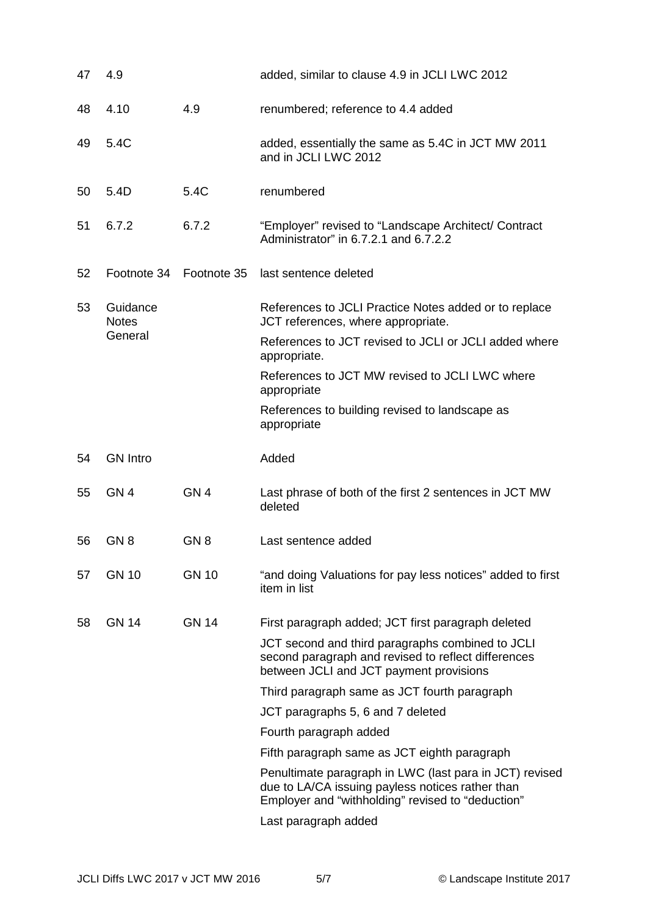| | | | |
|---|---|---|---|
| 47 | 4.9 | | added, similar to clause 4.9 in JCLI LWC 2012 |
| 48 | 4.10 | 4.9 | renumbered; reference to 4.4 added |
| 49 | 5.4C | | added, essentially the same as 5.4C in JCT MW 2011 and in JCLI LWC 2012 |
| 50 | 5.4D | 5.4C | renumbered |
| 51 | 6.7.2 | 6.7.2 | "Employer" revised to "Landscape Architect/ Contract Administrator" in 6.7.2.1 and 6.7.2.2 |
| 52 | Footnote 34 | Footnote 35 | last sentence deleted |
| 53 | Guidance Notes General | | References to JCLI Practice Notes added or to replace JCT references, where appropriate.<br>References to JCT revised to JCLI or JCLI added where appropriate.<br>References to JCT MW revised to JCLI LWC where appropriate<br>References to building revised to landscape as appropriate |
| 54 | GN Intro | | Added |
| 55 | GN 4 | GN 4 | Last phrase of both of the first 2 sentences in JCT MW deleted |
| 56 | GN 8 | GN 8 | Last sentence added |
| 57 | GN 10 | GN 10 | "and doing Valuations for pay less notices" added to first item in list |
| 58 | GN 14 | GN 14 | First paragraph added; JCT first paragraph deleted<br>JCT second and third paragraphs combined to JCLI second paragraph and revised to reflect differences between JCLI and JCT payment provisions<br>Third paragraph same as JCT fourth paragraph<br>JCT paragraphs 5, 6 and 7 deleted<br>Fourth paragraph added<br>Fifth paragraph same as JCT eighth paragraph<br>Penultimate paragraph in LWC (last para in JCT) revised due to LA/CA issuing payless notices rather than Employer and "withholding" revised to "deduction"<br>Last paragraph added |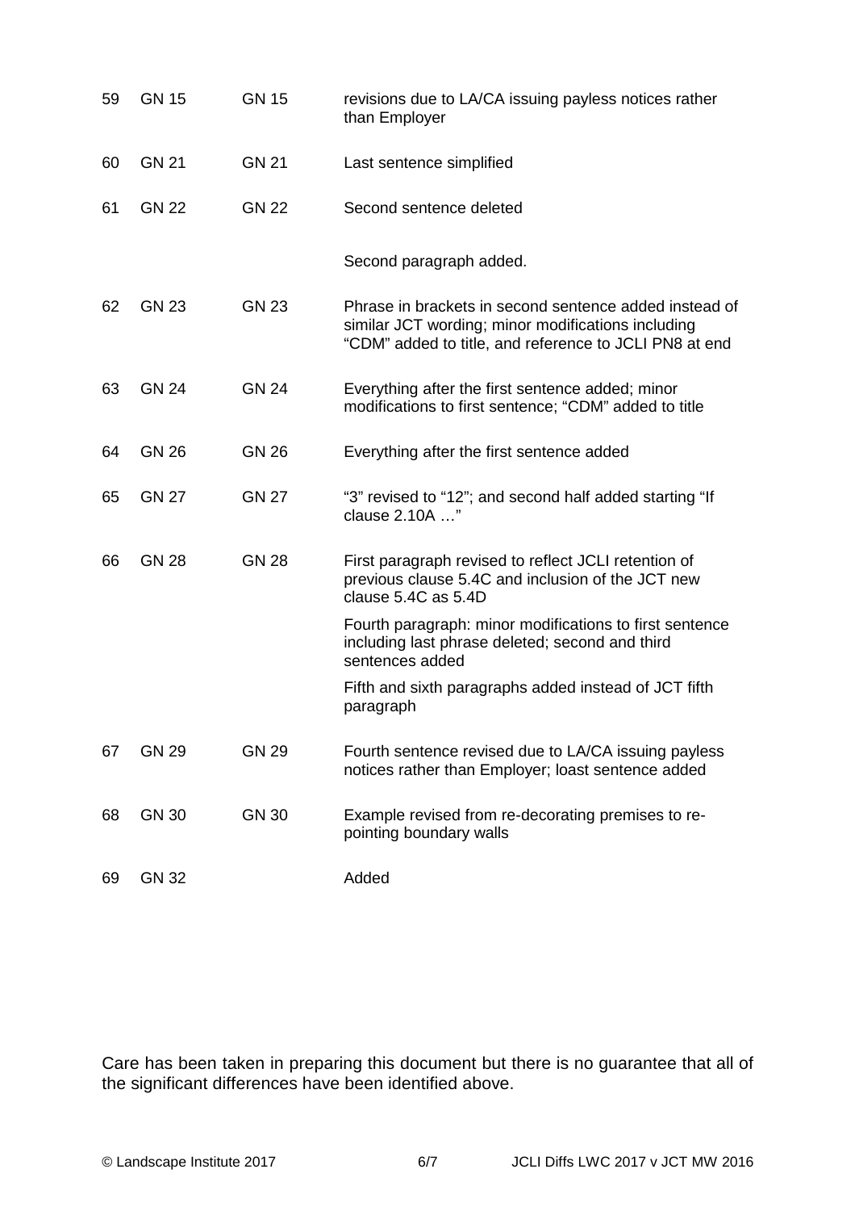| | | | |
|---|---|---|---|
| 59 | GN 15 | GN 15 | revisions due to LA/CA issuing payless notices rather than Employer |
| 60 | GN 21 | GN 21 | Last sentence simplified |
| 61 | GN 22 | GN 22 | Second sentence deleted |
| | | | Second paragraph added. |
| 62 | GN 23 | GN 23 | Phrase in brackets in second sentence added instead of similar JCT wording; minor modifications including "CDM" added to title, and reference to JCLI PN8 at end |
| 63 | GN 24 | GN 24 | Everything after the first sentence added; minor modifications to first sentence; "CDM" added to title |
| 64 | GN 26 | GN 26 | Everything after the first sentence added |
| 65 | GN 27 | GN 27 | "3" revised to "12"; and second half added starting "If clause 2.10A …" |
| 66 | GN 28 | GN 28 | First paragraph revised to reflect JCLI retention of previous clause 5.4C and inclusion of the JCT new clause 5.4C as 5.4D |
| | | | Fourth paragraph: minor modifications to first sentence including last phrase deleted; second and third sentences added |
| | | | Fifth and sixth paragraphs added instead of JCT fifth paragraph |
| 67 | GN 29 | GN 29 | Fourth sentence revised due to LA/CA issuing payless notices rather than Employer; loast sentence added |
| 68 | GN 30 | GN 30 | Example revised from re-decorating premises to re-pointing boundary walls |
| 69 | GN 32 | | Added |

Care has been taken in preparing this document but there is no guarantee that all of the significant differences have been identified above.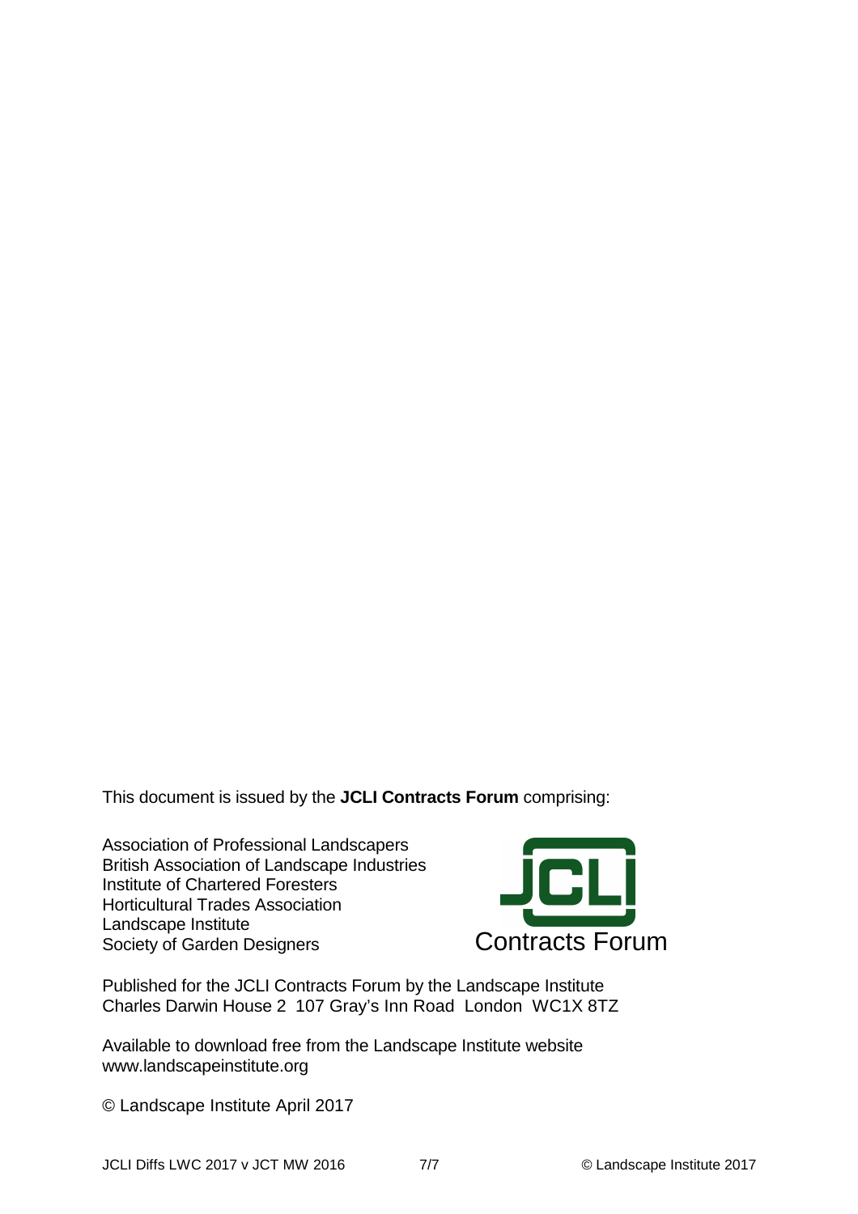This document is issued by the **JCLI Contracts Forum** comprising:

Association of Professional Landscapers
British Association of Landscape Industries
Institute of Chartered Foresters
Horticultural Trades Association
Landscape Institute
Society of Garden Designers

JCLI
Contracts Forum

Published for the JCLI Contracts Forum by the Landscape Institute
Charles Darwin House 2 107 Gray's Inn Road London WC1X 8TZ

Available to download free from the Landscape Institute website
www.landscapeinstitute.org

© Landscape Institute April 2017